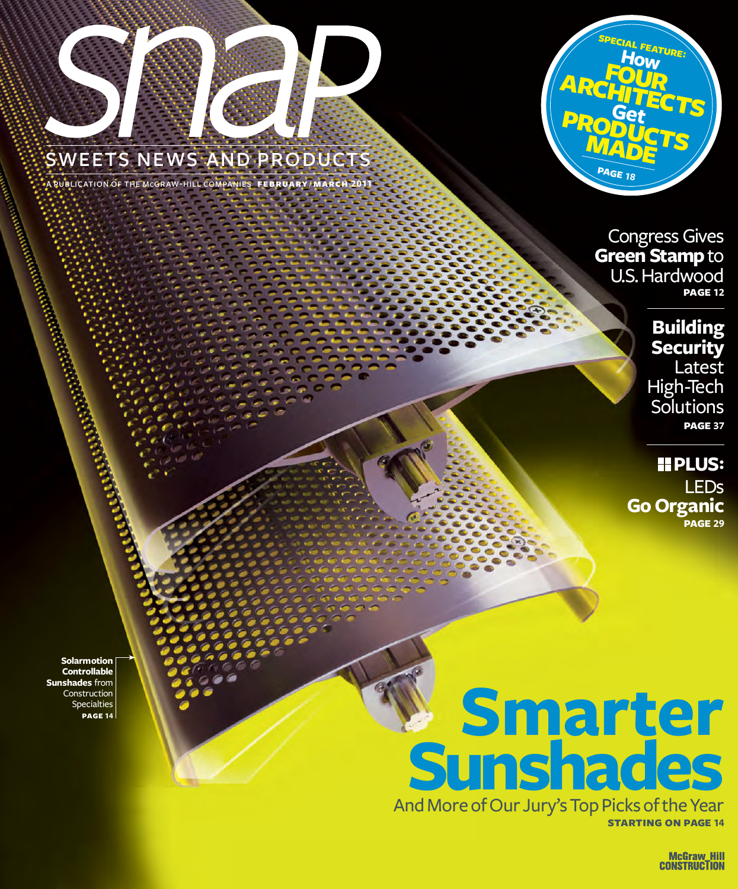# snap

## SWEETS NEWS AND PRODUCTS

A PUBLICATION OF THE McGRAW-HILL COMPANIES **FEBRUARY / MARCH 2011**

**SPECIAL FEATURE: How FOUR ARCHITECTS Get PRODUCTS MADE**
PAGE 18

Congress Gives **Green Stamp** to U.S. Hardwood
**PAGE 12**

**Building Security** Latest High-Tech Solutions
**PAGE 37**

**PLUS:** LEDs **Go Organic**
**PAGE 29**

**Solarmotion Controllable Sunshades** from Construction Specialties
**PAGE 14**

# Smarter Sunshades

And More of Our Jury's Top Picks of the Year
**STARTING ON PAGE 14**

McGraw_Hill CONSTRUCTION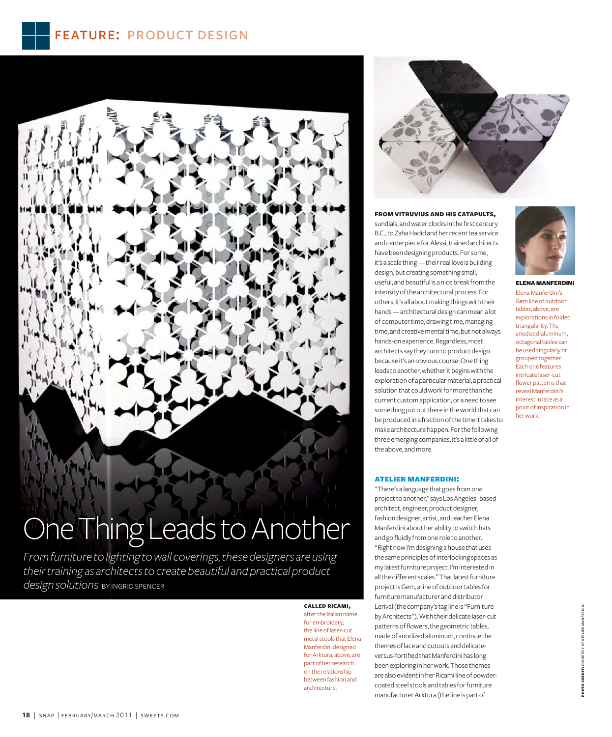# One Thing Leads to Another

*From furniture to lighting to wall coverings, these designers are using their training as architects to create beautiful and practical product design solutions* BY INGRID SPENCER

**CALLED RICAMI,** after the Italian name for embroidery, the line of laser-cut metal stools that Elena Manferdini designed for Arktura, above, are part of her research on the relationship between fashion and architecture.

**FROM VITRUVIUS AND HIS CATAPULTS,** sundials, and water clocks in the first century B.C., to Zaha Hadid and her recent tea service and centerpiece for Alessi, trained architects have been designing products. For some, it's a scale thing — their real love is building design, but creating something small, useful, and beautiful is a nice break from the intensity of the architectural process. For others, it's all about making things with their hands — architectural design can mean a lot of computer time, drawing time, managing time, and creative mental time, but not always hands-on experience. Regardless, most architects say they turn to product design because it's an obvious course: One thing leads to another, whether it begins with the exploration of a particular material, a practical solution that could work for more than the current custom application, or a need to see something put out there in the world that can be produced in a fraction of the time it takes to make architecture happen. For the following three emerging companies, it's a little of all of the above, and more.

**ELENA MANFERDINI**

Elena Manferdini's Gem line of outdoor tables, above, are explorations in folded triangularity. The anodized-aluminum, octagonal tables can be used singularly or grouped together. Each one features intricate laser-cut flower patterns that reveal Manferdini's interest in lace as a point of inspiration in her work.

## ATELIER MANFERDINI:

"There's a language that goes from one project to another," says Los Angeles–based architect, engineer, product designer, fashion designer, artist, and teacher Elena Manferdini about her ability to switch hats and go fluidly from one role to another. "Right now I'm designing a house that uses the same principles of interlocking spaces as my latest furniture project. I'm interested in all the different scales." That latest furniture project is Gem, a line of outdoor tables for furniture manufacturer and distributor Lerival (the company's tag line is "Furniture by Architects"). With their delicate laser-cut patterns of flowers, the geometric tables, made of anodized aluminum, continue the themes of lace and cutouts and delicate-versus-fortified that Manferdini has long been exploring in her work. Those themes are also evident in her Ricami line of powder-coated steel stools and tables for furniture manufacturer Arktura (the line is part of

PHOTO CREDIT: COURTESY OF ATELIER MANFERDINI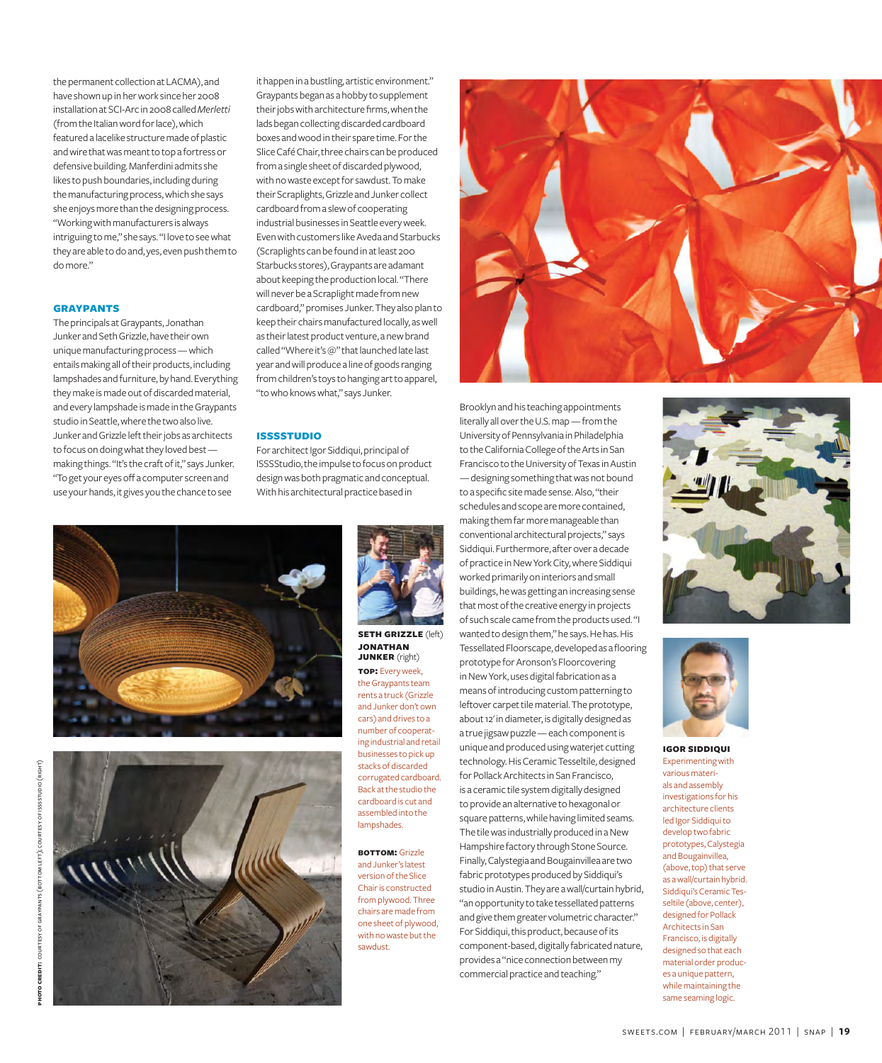the permanent collection at LACMA), and have shown up in her work since her 2008 installation at SCI-Arc in 2008 called *Merletti* (from the Italian word for lace), which featured a lacelike structure made of plastic and wire that was meant to top a fortress or defensive building. Manferdini admits she likes to push boundaries, including during the manufacturing process, which she says she enjoys more than the designing process. "Working with manufacturers is always intriguing to me," she says. "I love to see what they are able to do and, yes, even push them to do more."

## GRAYPANTS

The principals at Graypants, Jonathan Junker and Seth Grizzle, have their own unique manufacturing process — which entails making all of their products, including lampshades and furniture, by hand. Everything they make is made out of discarded material, and every lampshade is made in the Graypants studio in Seattle, where the two also live. Junker and Grizzle left their jobs as architects to focus on doing what they loved best — making things. "It's the craft of it," says Junker. "To get your eyes off a computer screen and use your hands, it gives you the chance to see it happen in a bustling, artistic environment." Graypants began as a hobby to supplement their jobs with architecture firms, when the lads began collecting discarded cardboard boxes and wood in their spare time. For the Slice Café Chair, three chairs can be produced from a single sheet of discarded plywood, with no waste except for sawdust. To make their Scraplights, Grizzle and Junker collect cardboard from a slew of cooperating industrial businesses in Seattle every week. Even with customers like Aveda and Starbucks (Scraplights can be found in at least 200 Starbucks stores), Graypants are adamant about keeping the production local. "There will never be a Scraplight made from new cardboard," promises Junker. They also plan to keep their chairs manufactured locally, as well as their latest product venture, a new brand called "Where it's @" that launched late last year and will produce a line of goods ranging from children's toys to hanging art to apparel, "to who knows what," says Junker.

## ISSSSTUDIO

For architect Igor Siddiqui, principal of ISSSStudio, the impulse to focus on product design was both pragmatic and conceptual. With his architectural practice based in Brooklyn and his teaching appointments literally all over the U.S. map — from the University of Pennsylvania in Philadelphia to the California College of the Arts in San Francisco to the University of Texas in Austin — designing something that was not bound to a specific site made sense. Also, "their schedules and scope are more contained, making them far more manageable than conventional architectural projects," says Siddiqui. Furthermore, after over a decade of practice in New York City, where Siddiqui worked primarily on interiors and small buildings, he was getting an increasing sense that most of the creative energy in projects of such scale came from the products used. "I wanted to design them," he says. He has. His Tessellated Floorscape, developed as a flooring prototype for Aronson's Floorcovering in New York, uses digital fabrication as a means of introducing custom patterning to leftover carpet tile material. The prototype, about 12' in diameter, is digitally designed as a true jigsaw puzzle — each component is unique and produced using waterjet cutting technology. His Ceramic Tesseltile, designed for Pollack Architects in San Francisco, is a ceramic tile system digitally designed to provide an alternative to hexagonal or square patterns, while having limited seams. The tile was industrially produced in a New Hampshire factory through Stone Source. Finally, Calystegia and Bougainvillea are two fabric prototypes produced by Siddiqui's studio in Austin. They are a wall/curtain hybrid, "an opportunity to take tessellated patterns and give them greater volumetric character." For Siddiqui, this product, because of its component-based, digitally fabricated nature, provides a "nice connection between my commercial practice and teaching."

**SETH GRIZZLE** (left) **JONATHAN JUNKER** (right)

**TOP:** Every week, the Graypants team rents a truck (Grizzle and Junker don't own cars) and drives to a number of cooperating industrial and retail businesses to pick up stacks of discarded corrugated cardboard. Back at the studio the cardboard is cut and assembled into the lampshades.

**BOTTOM:** Grizzle and Junker's latest version of the Slice Chair is constructed from plywood. Three chairs are made from one sheet of plywood, with no waste but the sawdust.

**IGOR SIDDIQUI** Experimenting with various materials and assembly investigations for his architecture clients led Igor Siddiqui to develop two fabric prototypes, Calystegia and Bougainvillea, (above, top) that serve as a wall/curtain hybrid. Siddiqui's Ceramic Tesseltile (above, center), designed for Pollack Architects in San Francisco, is digitally designed so that each material order produces a unique pattern, while maintaining the same seaming logic.

PHOTO CREDIT: COURTESY OF GRAYPANTS (BOTTOM LEFT); COURTESY OF ISSSSTUDIO (RIGHT)